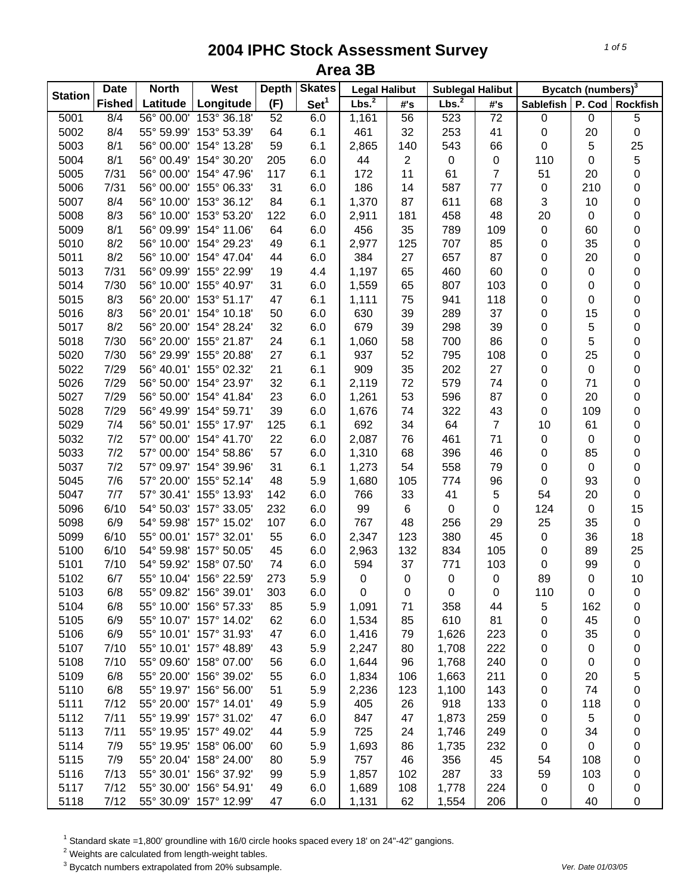# 2004 IPHC Stock Assessment Survey
## Area 3B

| Station | Date Fished | North Latitude | West Longitude | Depth (F) | Skates Set[1] | Legal Halibut | | Sublegal Halibut | | Bycatch (numbers)[3] | | |
|---|---|---|---|---|---|---|---|---|---|---|---|---|
| | | | | | | Lbs.[2] | #'s | Lbs.[2] | #'s | Sablefish | P. Cod | Rockfish |
| 5001 | 8/4 | 56° 00.00' | 153° 36.18' | 52 | 6.0 | 1,161 | 56 | 523 | 72 | 0 | 0 | 5 |
| 5002 | 8/4 | 55° 59.99' | 153° 53.39' | 64 | 6.1 | 461 | 32 | 253 | 41 | 0 | 20 | 0 |
| 5003 | 8/1 | 56° 00.00' | 154° 13.28' | 59 | 6.1 | 2,865 | 140 | 543 | 66 | 0 | 5 | 25 |
| 5004 | 8/1 | 56° 00.49' | 154° 30.20' | 205 | 6.0 | 44 | 2 | 0 | 0 | 110 | 0 | 5 |
| 5005 | 7/31 | 56° 00.00' | 154° 47.96' | 117 | 6.1 | 172 | 11 | 61 | 7 | 51 | 20 | 0 |
| 5006 | 7/31 | 56° 00.00' | 155° 06.33' | 31 | 6.0 | 186 | 14 | 587 | 77 | 0 | 210 | 0 |
| 5007 | 8/4 | 56° 10.00' | 153° 36.12' | 84 | 6.1 | 1,370 | 87 | 611 | 68 | 3 | 10 | 0 |
| 5008 | 8/3 | 56° 10.00' | 153° 53.20' | 122 | 6.0 | 2,911 | 181 | 458 | 48 | 20 | 0 | 0 |
| 5009 | 8/1 | 56° 09.99' | 154° 11.06' | 64 | 6.0 | 456 | 35 | 789 | 109 | 0 | 60 | 0 |
| 5010 | 8/2 | 56° 10.00' | 154° 29.23' | 49 | 6.1 | 2,977 | 125 | 707 | 85 | 0 | 35 | 0 |
| 5011 | 8/2 | 56° 10.00' | 154° 47.04' | 44 | 6.0 | 384 | 27 | 657 | 87 | 0 | 20 | 0 |
| 5013 | 7/31 | 56° 09.99' | 155° 22.99' | 19 | 4.4 | 1,197 | 65 | 460 | 60 | 0 | 0 | 0 |
| 5014 | 7/30 | 56° 10.00' | 155° 40.97' | 31 | 6.0 | 1,559 | 65 | 807 | 103 | 0 | 0 | 0 |
| 5015 | 8/3 | 56° 20.00' | 153° 51.17' | 47 | 6.1 | 1,111 | 75 | 941 | 118 | 0 | 0 | 0 |
| 5016 | 8/3 | 56° 20.01' | 154° 10.18' | 50 | 6.0 | 630 | 39 | 289 | 37 | 0 | 15 | 0 |
| 5017 | 8/2 | 56° 20.00' | 154° 28.24' | 32 | 6.0 | 679 | 39 | 298 | 39 | 0 | 5 | 0 |
| 5018 | 7/30 | 56° 20.00' | 155° 21.87' | 24 | 6.1 | 1,060 | 58 | 700 | 86 | 0 | 5 | 0 |
| 5020 | 7/30 | 56° 29.99' | 155° 20.88' | 27 | 6.1 | 937 | 52 | 795 | 108 | 0 | 25 | 0 |
| 5022 | 7/29 | 56° 40.01' | 155° 02.32' | 21 | 6.1 | 909 | 35 | 202 | 27 | 0 | 0 | 0 |
| 5026 | 7/29 | 56° 50.00' | 154° 23.97' | 32 | 6.1 | 2,119 | 72 | 579 | 74 | 0 | 71 | 0 |
| 5027 | 7/29 | 56° 50.00' | 154° 41.84' | 23 | 6.0 | 1,261 | 53 | 596 | 87 | 0 | 20 | 0 |
| 5028 | 7/29 | 56° 49.99' | 154° 59.71' | 39 | 6.0 | 1,676 | 74 | 322 | 43 | 0 | 109 | 0 |
| 5029 | 7/4 | 56° 50.01' | 155° 17.97' | 125 | 6.1 | 692 | 34 | 64 | 7 | 10 | 61 | 0 |
| 5032 | 7/2 | 57° 00.00' | 154° 41.70' | 22 | 6.0 | 2,087 | 76 | 461 | 71 | 0 | 0 | 0 |
| 5033 | 7/2 | 57° 00.00' | 154° 58.86' | 57 | 6.0 | 1,310 | 68 | 396 | 46 | 0 | 85 | 0 |
| 5037 | 7/2 | 57° 09.97' | 154° 39.96' | 31 | 6.1 | 1,273 | 54 | 558 | 79 | 0 | 0 | 0 |
| 5045 | 7/6 | 57° 20.00' | 155° 52.14' | 48 | 5.9 | 1,680 | 105 | 774 | 96 | 0 | 93 | 0 |
| 5047 | 7/7 | 57° 30.41' | 155° 13.93' | 142 | 6.0 | 766 | 33 | 41 | 5 | 54 | 20 | 0 |
| 5096 | 6/10 | 54° 50.03' | 157° 33.05' | 232 | 6.0 | 99 | 6 | 0 | 0 | 124 | 0 | 15 |
| 5098 | 6/9 | 54° 59.98' | 157° 15.02' | 107 | 6.0 | 767 | 48 | 256 | 29 | 25 | 35 | 0 |
| 5099 | 6/10 | 55° 00.01' | 157° 32.01' | 55 | 6.0 | 2,347 | 123 | 380 | 45 | 0 | 36 | 18 |
| 5100 | 6/10 | 54° 59.98' | 157° 50.05' | 45 | 6.0 | 2,963 | 132 | 834 | 105 | 0 | 89 | 25 |
| 5101 | 7/10 | 54° 59.92' | 158° 07.50' | 74 | 6.0 | 594 | 37 | 771 | 103 | 0 | 99 | 0 |
| 5102 | 6/7 | 55° 10.04' | 156° 22.59' | 273 | 5.9 | 0 | 0 | 0 | 0 | 89 | 0 | 10 |
| 5103 | 6/8 | 55° 09.82' | 156° 39.01' | 303 | 6.0 | 0 | 0 | 0 | 0 | 110 | 0 | 0 |
| 5104 | 6/8 | 55° 10.00' | 156° 57.33' | 85 | 5.9 | 1,091 | 71 | 358 | 44 | 5 | 162 | 0 |
| 5105 | 6/9 | 55° 10.07' | 157° 14.02' | 62 | 6.0 | 1,534 | 85 | 610 | 81 | 0 | 45 | 0 |
| 5106 | 6/9 | 55° 10.01' | 157° 31.93' | 47 | 6.0 | 1,416 | 79 | 1,626 | 223 | 0 | 35 | 0 |
| 5107 | 7/10 | 55° 10.01' | 157° 48.89' | 43 | 5.9 | 2,247 | 80 | 1,708 | 222 | 0 | 0 | 0 |
| 5108 | 7/10 | 55° 09.60' | 158° 07.00' | 56 | 6.0 | 1,644 | 96 | 1,768 | 240 | 0 | 0 | 0 |
| 5109 | 6/8 | 55° 20.00' | 156° 39.02' | 55 | 6.0 | 1,834 | 106 | 1,663 | 211 | 0 | 20 | 5 |
| 5110 | 6/8 | 55° 19.97' | 156° 56.00' | 51 | 5.9 | 2,236 | 123 | 1,100 | 143 | 0 | 74 | 0 |
| 5111 | 7/12 | 55° 20.00' | 157° 14.01' | 49 | 5.9 | 405 | 26 | 918 | 133 | 0 | 118 | 0 |
| 5112 | 7/11 | 55° 19.99' | 157° 31.02' | 47 | 6.0 | 847 | 47 | 1,873 | 259 | 0 | 5 | 0 |
| 5113 | 7/11 | 55° 19.95' | 157° 49.02' | 44 | 5.9 | 725 | 24 | 1,746 | 249 | 0 | 34 | 0 |
| 5114 | 7/9 | 55° 19.95' | 158° 06.00' | 60 | 5.9 | 1,693 | 86 | 1,735 | 232 | 0 | 0 | 0 |
| 5115 | 7/9 | 55° 20.04' | 158° 24.00' | 80 | 5.9 | 757 | 46 | 356 | 45 | 54 | 108 | 0 |
| 5116 | 7/13 | 55° 30.01' | 156° 37.92' | 99 | 5.9 | 1,857 | 102 | 287 | 33 | 59 | 103 | 0 |
| 5117 | 7/12 | 55° 30.00' | 156° 54.91' | 49 | 6.0 | 1,689 | 108 | 1,778 | 224 | 0 | 0 | 0 |
| 5118 | 7/12 | 55° 30.09' | 157° 12.99' | 47 | 6.0 | 1,131 | 62 | 1,554 | 206 | 0 | 40 | 0 |

[1] Standard skate =1,800' groundline with 16/0 circle hooks spaced every 18' on 24"-42" gangions.
[2] Weights are calculated from length-weight tables.
[3] Bycatch numbers extrapolated from 20% subsample.

Ver. Date 01/03/05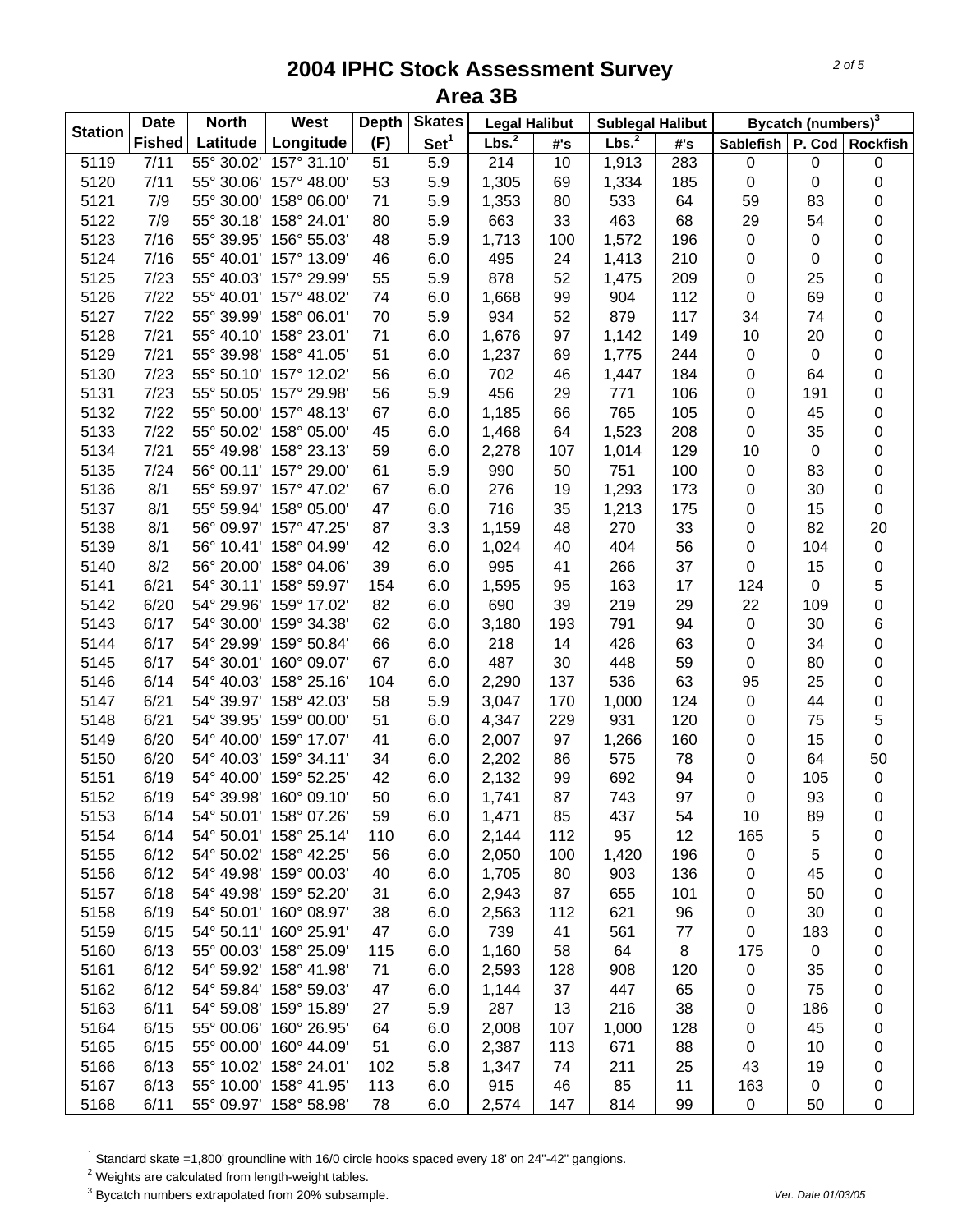# 2004 IPHC Stock Assessment Survey
## Area 3B

| Station | Date | North | West | Depth | Skates | Legal Halibut | | Sublegal Halibut | | Bycatch (numbers)[3] | | |
|---|---|---|---|---|---|---|---|---|---|---|---|---|
| | Fished | Latitude | Longitude | (F) | Set[1] | Lbs.[2] | #'s | Lbs.[2] | #'s | Sablefish | P. Cod | Rockfish |
| 5119 | 7/11 | 55° 30.02' | 157° 31.10' | 51 | 5.9 | 214 | 10 | 1,913 | 283 | 0 | 0 | 0 |
| 5120 | 7/11 | 55° 30.06' | 157° 48.00' | 53 | 5.9 | 1,305 | 69 | 1,334 | 185 | 0 | 0 | 0 |
| 5121 | 7/9 | 55° 30.00' | 158° 06.00' | 71 | 5.9 | 1,353 | 80 | 533 | 64 | 59 | 83 | 0 |
| 5122 | 7/9 | 55° 30.18' | 158° 24.01' | 80 | 5.9 | 663 | 33 | 463 | 68 | 29 | 54 | 0 |
| 5123 | 7/16 | 55° 39.95' | 156° 55.03' | 48 | 5.9 | 1,713 | 100 | 1,572 | 196 | 0 | 0 | 0 |
| 5124 | 7/16 | 55° 40.01' | 157° 13.09' | 46 | 6.0 | 495 | 24 | 1,413 | 210 | 0 | 0 | 0 |
| 5125 | 7/23 | 55° 40.03' | 157° 29.99' | 55 | 5.9 | 878 | 52 | 1,475 | 209 | 0 | 25 | 0 |
| 5126 | 7/22 | 55° 40.01' | 157° 48.02' | 74 | 6.0 | 1,668 | 99 | 904 | 112 | 0 | 69 | 0 |
| 5127 | 7/22 | 55° 39.99' | 158° 06.01' | 70 | 5.9 | 934 | 52 | 879 | 117 | 34 | 74 | 0 |
| 5128 | 7/21 | 55° 40.10' | 158° 23.01' | 71 | 6.0 | 1,676 | 97 | 1,142 | 149 | 10 | 20 | 0 |
| 5129 | 7/21 | 55° 39.98' | 158° 41.05' | 51 | 6.0 | 1,237 | 69 | 1,775 | 244 | 0 | 0 | 0 |
| 5130 | 7/23 | 55° 50.10' | 157° 12.02' | 56 | 6.0 | 702 | 46 | 1,447 | 184 | 0 | 64 | 0 |
| 5131 | 7/23 | 55° 50.05' | 157° 29.98' | 56 | 5.9 | 456 | 29 | 771 | 106 | 0 | 191 | 0 |
| 5132 | 7/22 | 55° 50.00' | 157° 48.13' | 67 | 6.0 | 1,185 | 66 | 765 | 105 | 0 | 45 | 0 |
| 5133 | 7/22 | 55° 50.02' | 158° 05.00' | 45 | 6.0 | 1,468 | 64 | 1,523 | 208 | 0 | 35 | 0 |
| 5134 | 7/21 | 55° 49.98' | 158° 23.13' | 59 | 6.0 | 2,278 | 107 | 1,014 | 129 | 10 | 0 | 0 |
| 5135 | 7/24 | 56° 00.11' | 157° 29.00' | 61 | 5.9 | 990 | 50 | 751 | 100 | 0 | 83 | 0 |
| 5136 | 8/1 | 55° 59.97' | 157° 47.02' | 67 | 6.0 | 276 | 19 | 1,293 | 173 | 0 | 30 | 0 |
| 5137 | 8/1 | 55° 59.94' | 158° 05.00' | 47 | 6.0 | 716 | 35 | 1,213 | 175 | 0 | 15 | 0 |
| 5138 | 8/1 | 56° 09.97' | 157° 47.25' | 87 | 3.3 | 1,159 | 48 | 270 | 33 | 0 | 82 | 20 |
| 5139 | 8/1 | 56° 10.41' | 158° 04.99' | 42 | 6.0 | 1,024 | 40 | 404 | 56 | 0 | 104 | 0 |
| 5140 | 8/2 | 56° 20.00' | 158° 04.06' | 39 | 6.0 | 995 | 41 | 266 | 37 | 0 | 15 | 0 |
| 5141 | 6/21 | 54° 30.11' | 158° 59.97' | 154 | 6.0 | 1,595 | 95 | 163 | 17 | 124 | 0 | 5 |
| 5142 | 6/20 | 54° 29.96' | 159° 17.02' | 82 | 6.0 | 690 | 39 | 219 | 29 | 22 | 109 | 0 |
| 5143 | 6/17 | 54° 30.00' | 159° 34.38' | 62 | 6.0 | 3,180 | 193 | 791 | 94 | 0 | 30 | 6 |
| 5144 | 6/17 | 54° 29.99' | 159° 50.84' | 66 | 6.0 | 218 | 14 | 426 | 63 | 0 | 34 | 0 |
| 5145 | 6/17 | 54° 30.01' | 160° 09.07' | 67 | 6.0 | 487 | 30 | 448 | 59 | 0 | 80 | 0 |
| 5146 | 6/14 | 54° 40.03' | 158° 25.16' | 104 | 6.0 | 2,290 | 137 | 536 | 63 | 95 | 25 | 0 |
| 5147 | 6/21 | 54° 39.97' | 158° 42.03' | 58 | 5.9 | 3,047 | 170 | 1,000 | 124 | 0 | 44 | 0 |
| 5148 | 6/21 | 54° 39.95' | 159° 00.00' | 51 | 6.0 | 4,347 | 229 | 931 | 120 | 0 | 75 | 5 |
| 5149 | 6/20 | 54° 40.00' | 159° 17.07' | 41 | 6.0 | 2,007 | 97 | 1,266 | 160 | 0 | 15 | 0 |
| 5150 | 6/20 | 54° 40.03' | 159° 34.11' | 34 | 6.0 | 2,202 | 86 | 575 | 78 | 0 | 64 | 50 |
| 5151 | 6/19 | 54° 40.00' | 159° 52.25' | 42 | 6.0 | 2,132 | 99 | 692 | 94 | 0 | 105 | 0 |
| 5152 | 6/19 | 54° 39.98' | 160° 09.10' | 50 | 6.0 | 1,741 | 87 | 743 | 97 | 0 | 93 | 0 |
| 5153 | 6/14 | 54° 50.01' | 158° 07.26' | 59 | 6.0 | 1,471 | 85 | 437 | 54 | 10 | 89 | 0 |
| 5154 | 6/14 | 54° 50.01' | 158° 25.14' | 110 | 6.0 | 2,144 | 112 | 95 | 12 | 165 | 5 | 0 |
| 5155 | 6/12 | 54° 50.02' | 158° 42.25' | 56 | 6.0 | 2,050 | 100 | 1,420 | 196 | 0 | 5 | 0 |
| 5156 | 6/12 | 54° 49.98' | 159° 00.03' | 40 | 6.0 | 1,705 | 80 | 903 | 136 | 0 | 45 | 0 |
| 5157 | 6/18 | 54° 49.98' | 159° 52.20' | 31 | 6.0 | 2,943 | 87 | 655 | 101 | 0 | 50 | 0 |
| 5158 | 6/19 | 54° 50.01' | 160° 08.97' | 38 | 6.0 | 2,563 | 112 | 621 | 96 | 0 | 30 | 0 |
| 5159 | 6/15 | 54° 50.11' | 160° 25.91' | 47 | 6.0 | 739 | 41 | 561 | 77 | 0 | 183 | 0 |
| 5160 | 6/13 | 55° 00.03' | 158° 25.09' | 115 | 6.0 | 1,160 | 58 | 64 | 8 | 175 | 0 | 0 |
| 5161 | 6/12 | 54° 59.92' | 158° 41.98' | 71 | 6.0 | 2,593 | 128 | 908 | 120 | 0 | 35 | 0 |
| 5162 | 6/12 | 54° 59.84' | 158° 59.03' | 47 | 6.0 | 1,144 | 37 | 447 | 65 | 0 | 75 | 0 |
| 5163 | 6/11 | 54° 59.08' | 159° 15.89' | 27 | 5.9 | 287 | 13 | 216 | 38 | 0 | 186 | 0 |
| 5164 | 6/15 | 55° 00.06' | 160° 26.95' | 64 | 6.0 | 2,008 | 107 | 1,000 | 128 | 0 | 45 | 0 |
| 5165 | 6/15 | 55° 00.00' | 160° 44.09' | 51 | 6.0 | 2,387 | 113 | 671 | 88 | 0 | 10 | 0 |
| 5166 | 6/13 | 55° 10.02' | 158° 24.01' | 102 | 5.8 | 1,347 | 74 | 211 | 25 | 43 | 19 | 0 |
| 5167 | 6/13 | 55° 10.00' | 158° 41.95' | 113 | 6.0 | 915 | 46 | 85 | 11 | 163 | 0 | 0 |
| 5168 | 6/11 | 55° 09.97' | 158° 58.98' | 78 | 6.0 | 2,574 | 147 | 814 | 99 | 0 | 50 | 0 |

[1] Standard skate =1,800' groundline with 16/0 circle hooks spaced every 18' on 24"-42" gangions.
[2] Weights are calculated from length-weight tables.
[3] Bycatch numbers extrapolated from 20% subsample.

*Ver. Date 01/03/05*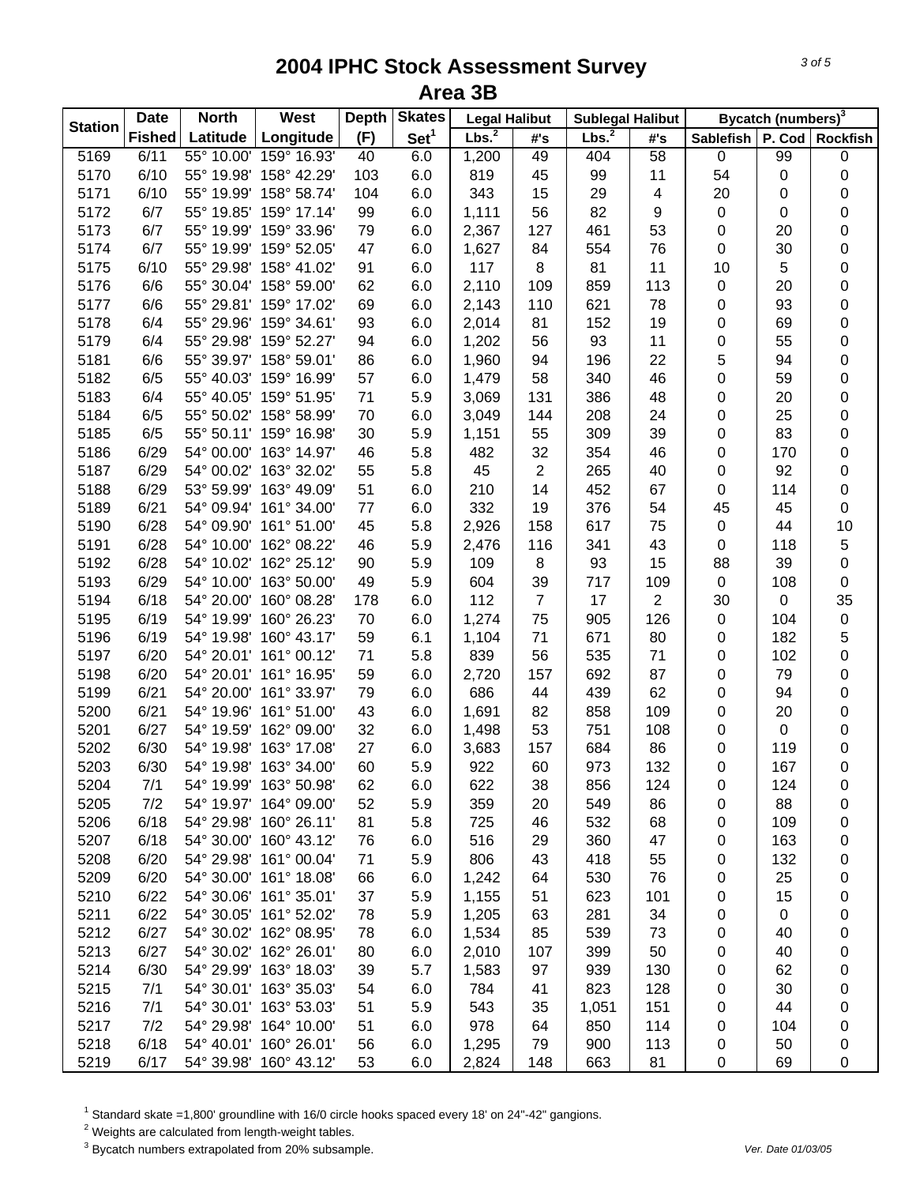# 2004 IPHC Stock Assessment Survey
## Area 3B

| Station | Date Fished | North Latitude | West Longitude | Depth (F) | Skates Set[1] | Legal Halibut Lbs.[2] | Legal Halibut #'s | Sublegal Halibut Lbs.[2] | Sublegal Halibut #'s | Bycatch (numbers)[3] Sablefish | P. Cod | Rockfish |
|---|---|---|---|---|---|---|---|---|---|---|---|---|
| 5169 | 6/11 | 55° 10.00' | 159° 16.93' | 40 | 6.0 | 1,200 | 49 | 404 | 58 | 0 | 99 | 0 |
| 5170 | 6/10 | 55° 19.98' | 158° 42.29' | 103 | 6.0 | 819 | 45 | 99 | 11 | 54 | 0 | 0 |
| 5171 | 6/10 | 55° 19.99' | 158° 58.74' | 104 | 6.0 | 343 | 15 | 29 | 4 | 20 | 0 | 0 |
| 5172 | 6/7 | 55° 19.85' | 159° 17.14' | 99 | 6.0 | 1,111 | 56 | 82 | 9 | 0 | 0 | 0 |
| 5173 | 6/7 | 55° 19.99' | 159° 33.96' | 79 | 6.0 | 2,367 | 127 | 461 | 53 | 0 | 20 | 0 |
| 5174 | 6/7 | 55° 19.99' | 159° 52.05' | 47 | 6.0 | 1,627 | 84 | 554 | 76 | 0 | 30 | 0 |
| 5175 | 6/10 | 55° 29.98' | 158° 41.02' | 91 | 6.0 | 117 | 8 | 81 | 11 | 10 | 5 | 0 |
| 5176 | 6/6 | 55° 30.04' | 158° 59.00' | 62 | 6.0 | 2,110 | 109 | 859 | 113 | 0 | 20 | 0 |
| 5177 | 6/6 | 55° 29.81' | 159° 17.02' | 69 | 6.0 | 2,143 | 110 | 621 | 78 | 0 | 93 | 0 |
| 5178 | 6/4 | 55° 29.96' | 159° 34.61' | 93 | 6.0 | 2,014 | 81 | 152 | 19 | 0 | 69 | 0 |
| 5179 | 6/4 | 55° 29.98' | 159° 52.27' | 94 | 6.0 | 1,202 | 56 | 93 | 11 | 0 | 55 | 0 |
| 5181 | 6/6 | 55° 39.97' | 158° 59.01' | 86 | 6.0 | 1,960 | 94 | 196 | 22 | 5 | 94 | 0 |
| 5182 | 6/5 | 55° 40.03' | 159° 16.99' | 57 | 6.0 | 1,479 | 58 | 340 | 46 | 0 | 59 | 0 |
| 5183 | 6/4 | 55° 40.05' | 159° 51.95' | 71 | 5.9 | 3,069 | 131 | 386 | 48 | 0 | 20 | 0 |
| 5184 | 6/5 | 55° 50.02' | 158° 58.99' | 70 | 6.0 | 3,049 | 144 | 208 | 24 | 0 | 25 | 0 |
| 5185 | 6/5 | 55° 50.11' | 159° 16.98' | 30 | 5.9 | 1,151 | 55 | 309 | 39 | 0 | 83 | 0 |
| 5186 | 6/29 | 54° 00.00' | 163° 14.97' | 46 | 5.8 | 482 | 32 | 354 | 46 | 0 | 170 | 0 |
| 5187 | 6/29 | 54° 00.02' | 163° 32.02' | 55 | 5.8 | 45 | 2 | 265 | 40 | 0 | 92 | 0 |
| 5188 | 6/29 | 53° 59.99' | 163° 49.09' | 51 | 6.0 | 210 | 14 | 452 | 67 | 0 | 114 | 0 |
| 5189 | 6/21 | 54° 09.94' | 161° 34.00' | 77 | 6.0 | 332 | 19 | 376 | 54 | 45 | 45 | 0 |
| 5190 | 6/28 | 54° 09.90' | 161° 51.00' | 45 | 5.8 | 2,926 | 158 | 617 | 75 | 0 | 44 | 10 |
| 5191 | 6/28 | 54° 10.00' | 162° 08.22' | 46 | 5.9 | 2,476 | 116 | 341 | 43 | 0 | 118 | 5 |
| 5192 | 6/28 | 54° 10.02' | 162° 25.12' | 90 | 5.9 | 109 | 8 | 93 | 15 | 88 | 39 | 0 |
| 5193 | 6/29 | 54° 10.00' | 163° 50.00' | 49 | 5.9 | 604 | 39 | 717 | 109 | 0 | 108 | 0 |
| 5194 | 6/18 | 54° 20.00' | 160° 08.28' | 178 | 6.0 | 112 | 7 | 17 | 2 | 30 | 0 | 35 |
| 5195 | 6/19 | 54° 19.99' | 160° 26.23' | 70 | 6.0 | 1,274 | 75 | 905 | 126 | 0 | 104 | 0 |
| 5196 | 6/19 | 54° 19.98' | 160° 43.17' | 59 | 6.1 | 1,104 | 71 | 671 | 80 | 0 | 182 | 5 |
| 5197 | 6/20 | 54° 20.01' | 161° 00.12' | 71 | 5.8 | 839 | 56 | 535 | 71 | 0 | 102 | 0 |
| 5198 | 6/20 | 54° 20.01' | 161° 16.95' | 59 | 6.0 | 2,720 | 157 | 692 | 87 | 0 | 79 | 0 |
| 5199 | 6/21 | 54° 20.00' | 161° 33.97' | 79 | 6.0 | 686 | 44 | 439 | 62 | 0 | 94 | 0 |
| 5200 | 6/21 | 54° 19.96' | 161° 51.00' | 43 | 6.0 | 1,691 | 82 | 858 | 109 | 0 | 20 | 0 |
| 5201 | 6/27 | 54° 19.59' | 162° 09.00' | 32 | 6.0 | 1,498 | 53 | 751 | 108 | 0 | 0 | 0 |
| 5202 | 6/30 | 54° 19.98' | 163° 17.08' | 27 | 6.0 | 3,683 | 157 | 684 | 86 | 0 | 119 | 0 |
| 5203 | 6/30 | 54° 19.98' | 163° 34.00' | 60 | 5.9 | 922 | 60 | 973 | 132 | 0 | 167 | 0 |
| 5204 | 7/1 | 54° 19.99' | 163° 50.98' | 62 | 6.0 | 622 | 38 | 856 | 124 | 0 | 124 | 0 |
| 5205 | 7/2 | 54° 19.97' | 164° 09.00' | 52 | 5.9 | 359 | 20 | 549 | 86 | 0 | 88 | 0 |
| 5206 | 6/18 | 54° 29.98' | 160° 26.11' | 81 | 5.8 | 725 | 46 | 532 | 68 | 0 | 109 | 0 |
| 5207 | 6/18 | 54° 30.00' | 160° 43.12' | 76 | 6.0 | 516 | 29 | 360 | 47 | 0 | 163 | 0 |
| 5208 | 6/20 | 54° 29.98' | 161° 00.04' | 71 | 5.9 | 806 | 43 | 418 | 55 | 0 | 132 | 0 |
| 5209 | 6/20 | 54° 30.00' | 161° 18.08' | 66 | 6.0 | 1,242 | 64 | 530 | 76 | 0 | 25 | 0 |
| 5210 | 6/22 | 54° 30.06' | 161° 35.01' | 37 | 5.9 | 1,155 | 51 | 623 | 101 | 0 | 15 | 0 |
| 5211 | 6/22 | 54° 30.05' | 161° 52.02' | 78 | 5.9 | 1,205 | 63 | 281 | 34 | 0 | 0 | 0 |
| 5212 | 6/27 | 54° 30.02' | 162° 08.95' | 78 | 6.0 | 1,534 | 85 | 539 | 73 | 0 | 40 | 0 |
| 5213 | 6/27 | 54° 30.02' | 162° 26.01' | 80 | 6.0 | 2,010 | 107 | 399 | 50 | 0 | 40 | 0 |
| 5214 | 6/30 | 54° 29.99' | 163° 18.03' | 39 | 5.7 | 1,583 | 97 | 939 | 130 | 0 | 62 | 0 |
| 5215 | 7/1 | 54° 30.01' | 163° 35.03' | 54 | 6.0 | 784 | 41 | 823 | 128 | 0 | 30 | 0 |
| 5216 | 7/1 | 54° 30.01' | 163° 53.03' | 51 | 5.9 | 543 | 35 | 1,051 | 151 | 0 | 44 | 0 |
| 5217 | 7/2 | 54° 29.98' | 164° 10.00' | 51 | 6.0 | 978 | 64 | 850 | 114 | 0 | 104 | 0 |
| 5218 | 6/18 | 54° 40.01' | 160° 26.01' | 56 | 6.0 | 1,295 | 79 | 900 | 113 | 0 | 50 | 0 |
| 5219 | 6/17 | 54° 39.98' | 160° 43.12' | 53 | 6.0 | 2,824 | 148 | 663 | 81 | 0 | 69 | 0 |

[1] Standard skate =1,800' groundline with 16/0 circle hooks spaced every 18' on 24"-42" gangions.
[2] Weights are calculated from length-weight tables.
[3] Bycatch numbers extrapolated from 20% subsample.

Ver. Date 01/03/05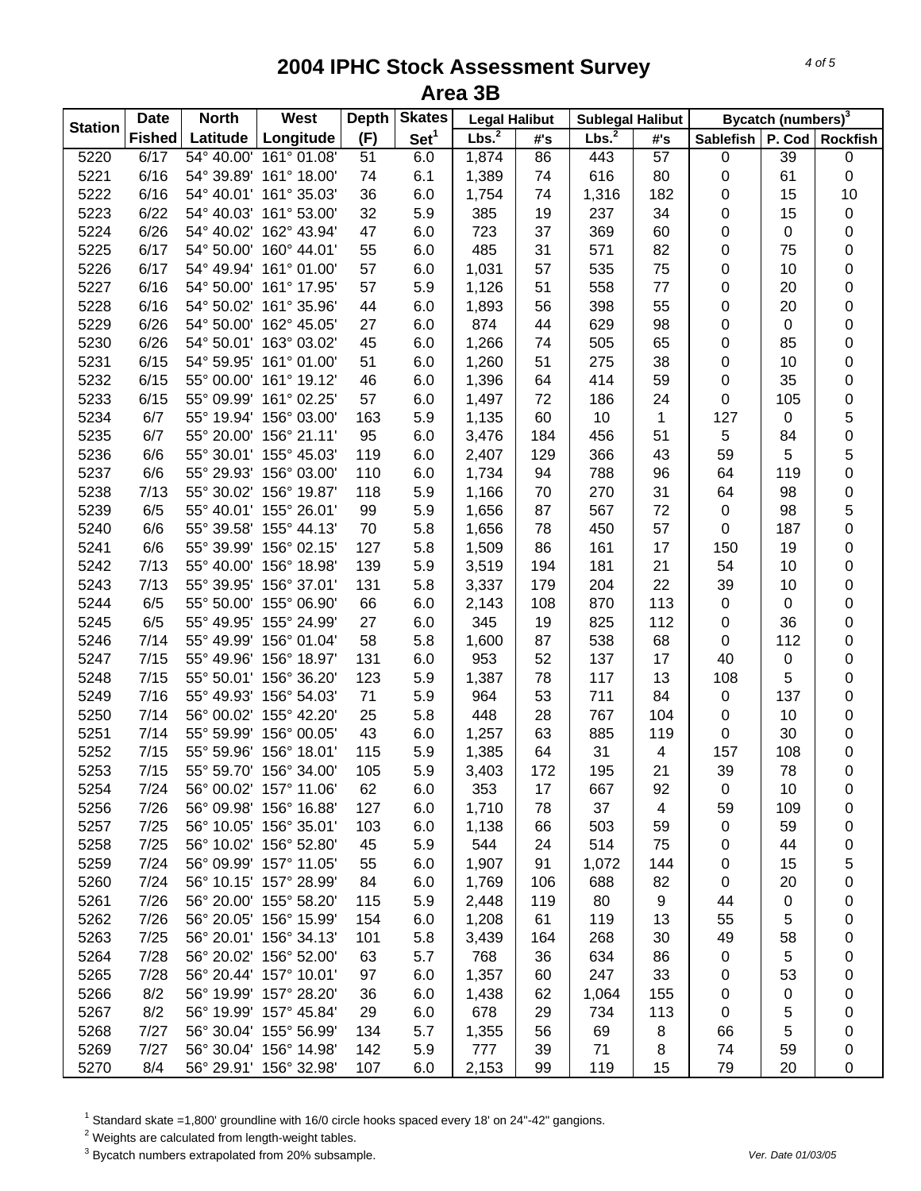# 2004 IPHC Stock Assessment Survey

## Area 3B

| Station | Date | North | West | Depth | Skates | Legal Halibut | | Sublegal Halibut | | Bycatch (numbers)[3] | | |
|---|---|---|---|---|---|---|---|---|---|---|---|---|
| | Fished | Latitude | Longitude | (F) | Set[1] | Lbs.[2] | #'s | Lbs.[2] | #'s | Sablefish | P. Cod | Rockfish |
| 5220 | 6/17 | 54° 40.00' | 161° 01.08' | 51 | 6.0 | 1,874 | 86 | 443 | 57 | 0 | 39 | 0 |
| 5221 | 6/16 | 54° 39.89' | 161° 18.00' | 74 | 6.1 | 1,389 | 74 | 616 | 80 | 0 | 61 | 0 |
| 5222 | 6/16 | 54° 40.01' | 161° 35.03' | 36 | 6.0 | 1,754 | 74 | 1,316 | 182 | 0 | 15 | 10 |
| 5223 | 6/22 | 54° 40.03' | 161° 53.00' | 32 | 5.9 | 385 | 19 | 237 | 34 | 0 | 15 | 0 |
| 5224 | 6/26 | 54° 40.02' | 162° 43.94' | 47 | 6.0 | 723 | 37 | 369 | 60 | 0 | 0 | 0 |
| 5225 | 6/17 | 54° 50.00' | 160° 44.01' | 55 | 6.0 | 485 | 31 | 571 | 82 | 0 | 75 | 0 |
| 5226 | 6/17 | 54° 49.94' | 161° 01.00' | 57 | 6.0 | 1,031 | 57 | 535 | 75 | 0 | 10 | 0 |
| 5227 | 6/16 | 54° 50.00' | 161° 17.95' | 57 | 5.9 | 1,126 | 51 | 558 | 77 | 0 | 20 | 0 |
| 5228 | 6/16 | 54° 50.02' | 161° 35.96' | 44 | 6.0 | 1,893 | 56 | 398 | 55 | 0 | 20 | 0 |
| 5229 | 6/26 | 54° 50.00' | 162° 45.05' | 27 | 6.0 | 874 | 44 | 629 | 98 | 0 | 0 | 0 |
| 5230 | 6/26 | 54° 50.01' | 163° 03.02' | 45 | 6.0 | 1,266 | 74 | 505 | 65 | 0 | 85 | 0 |
| 5231 | 6/15 | 54° 59.95' | 161° 01.00' | 51 | 6.0 | 1,260 | 51 | 275 | 38 | 0 | 10 | 0 |
| 5232 | 6/15 | 55° 00.00' | 161° 19.12' | 46 | 6.0 | 1,396 | 64 | 414 | 59 | 0 | 35 | 0 |
| 5233 | 6/15 | 55° 09.99' | 161° 02.25' | 57 | 6.0 | 1,497 | 72 | 186 | 24 | 0 | 105 | 0 |
| 5234 | 6/7 | 55° 19.94' | 156° 03.00' | 163 | 5.9 | 1,135 | 60 | 10 | 1 | 127 | 0 | 5 |
| 5235 | 6/7 | 55° 20.00' | 156° 21.11' | 95 | 6.0 | 3,476 | 184 | 456 | 51 | 5 | 84 | 0 |
| 5236 | 6/6 | 55° 30.01' | 155° 45.03' | 119 | 6.0 | 2,407 | 129 | 366 | 43 | 59 | 5 | 5 |
| 5237 | 6/6 | 55° 29.93' | 156° 03.00' | 110 | 6.0 | 1,734 | 94 | 788 | 96 | 64 | 119 | 0 |
| 5238 | 7/13 | 55° 30.02' | 156° 19.87' | 118 | 5.9 | 1,166 | 70 | 270 | 31 | 64 | 98 | 0 |
| 5239 | 6/5 | 55° 40.01' | 155° 26.01' | 99 | 5.9 | 1,656 | 87 | 567 | 72 | 0 | 98 | 5 |
| 5240 | 6/6 | 55° 39.58' | 155° 44.13' | 70 | 5.8 | 1,656 | 78 | 450 | 57 | 0 | 187 | 0 |
| 5241 | 6/6 | 55° 39.99' | 156° 02.15' | 127 | 5.8 | 1,509 | 86 | 161 | 17 | 150 | 19 | 0 |
| 5242 | 7/13 | 55° 40.00' | 156° 18.98' | 139 | 5.9 | 3,519 | 194 | 181 | 21 | 54 | 10 | 0 |
| 5243 | 7/13 | 55° 39.95' | 156° 37.01' | 131 | 5.8 | 3,337 | 179 | 204 | 22 | 39 | 10 | 0 |
| 5244 | 6/5 | 55° 50.00' | 155° 06.90' | 66 | 6.0 | 2,143 | 108 | 870 | 113 | 0 | 0 | 0 |
| 5245 | 6/5 | 55° 49.95' | 155° 24.99' | 27 | 6.0 | 345 | 19 | 825 | 112 | 0 | 36 | 0 |
| 5246 | 7/14 | 55° 49.99' | 156° 01.04' | 58 | 5.8 | 1,600 | 87 | 538 | 68 | 0 | 112 | 0 |
| 5247 | 7/15 | 55° 49.96' | 156° 18.97' | 131 | 6.0 | 953 | 52 | 137 | 17 | 40 | 0 | 0 |
| 5248 | 7/15 | 55° 50.01' | 156° 36.20' | 123 | 5.9 | 1,387 | 78 | 117 | 13 | 108 | 5 | 0 |
| 5249 | 7/16 | 55° 49.93' | 156° 54.03' | 71 | 5.9 | 964 | 53 | 711 | 84 | 0 | 137 | 0 |
| 5250 | 7/14 | 56° 00.02' | 155° 42.20' | 25 | 5.8 | 448 | 28 | 767 | 104 | 0 | 10 | 0 |
| 5251 | 7/14 | 55° 59.99' | 156° 00.05' | 43 | 6.0 | 1,257 | 63 | 885 | 119 | 0 | 30 | 0 |
| 5252 | 7/15 | 55° 59.96' | 156° 18.01' | 115 | 5.9 | 1,385 | 64 | 31 | 4 | 157 | 108 | 0 |
| 5253 | 7/15 | 55° 59.70' | 156° 34.00' | 105 | 5.9 | 3,403 | 172 | 195 | 21 | 39 | 78 | 0 |
| 5254 | 7/24 | 56° 00.02' | 157° 11.06' | 62 | 6.0 | 353 | 17 | 667 | 92 | 0 | 10 | 0 |
| 5256 | 7/26 | 56° 09.98' | 156° 16.88' | 127 | 6.0 | 1,710 | 78 | 37 | 4 | 59 | 109 | 0 |
| 5257 | 7/25 | 56° 10.05' | 156° 35.01' | 103 | 6.0 | 1,138 | 66 | 503 | 59 | 0 | 59 | 0 |
| 5258 | 7/25 | 56° 10.02' | 156° 52.80' | 45 | 5.9 | 544 | 24 | 514 | 75 | 0 | 44 | 0 |
| 5259 | 7/24 | 56° 09.99' | 157° 11.05' | 55 | 6.0 | 1,907 | 91 | 1,072 | 144 | 0 | 15 | 5 |
| 5260 | 7/24 | 56° 10.15' | 157° 28.99' | 84 | 6.0 | 1,769 | 106 | 688 | 82 | 0 | 20 | 0 |
| 5261 | 7/26 | 56° 20.00' | 155° 58.20' | 115 | 5.9 | 2,448 | 119 | 80 | 9 | 44 | 0 | 0 |
| 5262 | 7/26 | 56° 20.05' | 156° 15.99' | 154 | 6.0 | 1,208 | 61 | 119 | 13 | 55 | 5 | 0 |
| 5263 | 7/25 | 56° 20.01' | 156° 34.13' | 101 | 5.8 | 3,439 | 164 | 268 | 30 | 49 | 58 | 0 |
| 5264 | 7/28 | 56° 20.02' | 156° 52.00' | 63 | 5.7 | 768 | 36 | 634 | 86 | 0 | 5 | 0 |
| 5265 | 7/28 | 56° 20.44' | 157° 10.01' | 97 | 6.0 | 1,357 | 60 | 247 | 33 | 0 | 53 | 0 |
| 5266 | 8/2 | 56° 19.99' | 157° 28.20' | 36 | 6.0 | 1,438 | 62 | 1,064 | 155 | 0 | 0 | 0 |
| 5267 | 8/2 | 56° 19.99' | 157° 45.84' | 29 | 6.0 | 678 | 29 | 734 | 113 | 0 | 5 | 0 |
| 5268 | 7/27 | 56° 30.04' | 155° 56.99' | 134 | 5.7 | 1,355 | 56 | 69 | 8 | 66 | 5 | 0 |
| 5269 | 7/27 | 56° 30.04' | 156° 14.98' | 142 | 5.9 | 777 | 39 | 71 | 8 | 74 | 59 | 0 |
| 5270 | 8/4 | 56° 29.91' | 156° 32.98' | 107 | 6.0 | 2,153 | 99 | 119 | 15 | 79 | 20 | 0 |

[1] Standard skate =1,800' groundline with 16/0 circle hooks spaced every 18' on 24"-42" gangions.

[2] Weights are calculated from length-weight tables.

[3] Bycatch numbers extrapolated from 20% subsample.

*Ver. Date 01/03/05*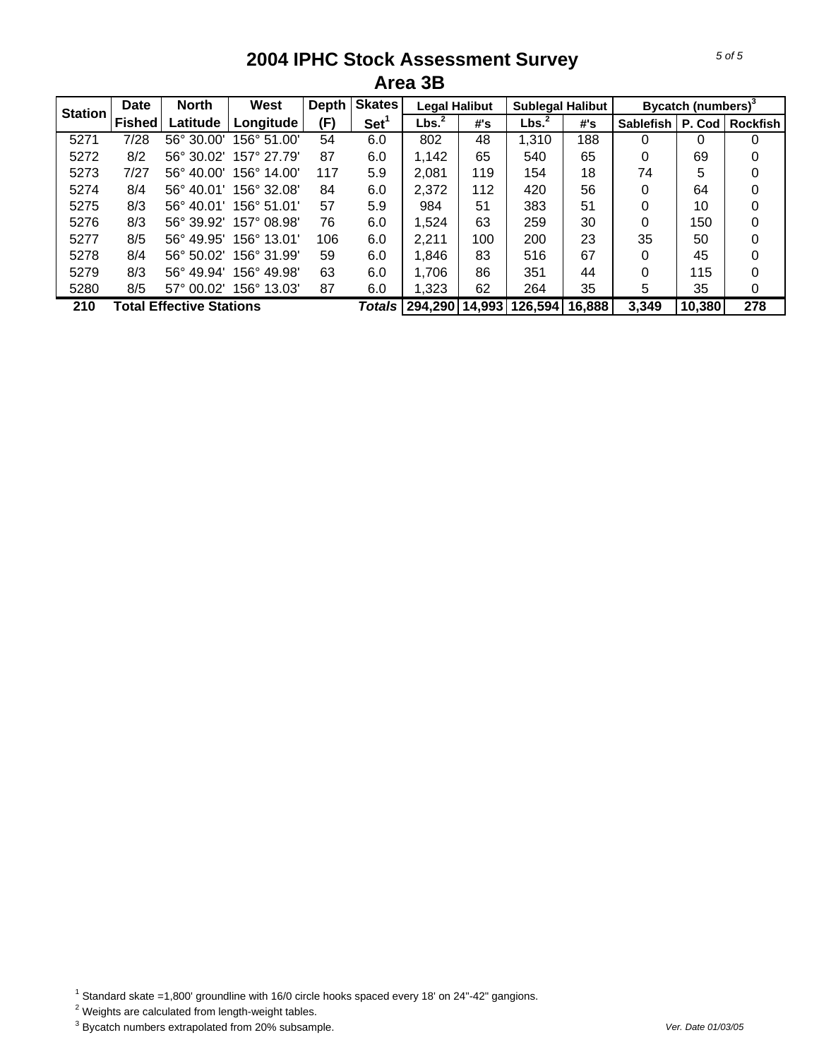# 2004 IPHC Stock Assessment Survey
## Area 3B

| Station | Date Fished | North Latitude | West Longitude | Depth (F) | Skates Set[1] | Legal Halibut | | Sublegal Halibut | | Bycatch (numbers)[3] | | |
|---|---|---|---|---|---|---|---|---|---|---|---|---|
| | | | | | | Lbs.[2] | #'s | Lbs.[2] | #'s | Sablefish | P. Cod | Rockfish |
| 5271 | 7/28 | 56° 30.00' | 156° 51.00' | 54 | 6.0 | 802 | 48 | 1,310 | 188 | 0 | 0 | 0 |
| 5272 | 8/2 | 56° 30.02' | 157° 27.79' | 87 | 6.0 | 1,142 | 65 | 540 | 65 | 0 | 69 | 0 |
| 5273 | 7/27 | 56° 40.00' | 156° 14.00' | 117 | 5.9 | 2,081 | 119 | 154 | 18 | 74 | 5 | 0 |
| 5274 | 8/4 | 56° 40.01' | 156° 32.08' | 84 | 6.0 | 2,372 | 112 | 420 | 56 | 0 | 64 | 0 |
| 5275 | 8/3 | 56° 40.01' | 156° 51.01' | 57 | 5.9 | 984 | 51 | 383 | 51 | 0 | 10 | 0 |
| 5276 | 8/3 | 56° 39.92' | 157° 08.98' | 76 | 6.0 | 1,524 | 63 | 259 | 30 | 0 | 150 | 0 |
| 5277 | 8/5 | 56° 49.95' | 156° 13.01' | 106 | 6.0 | 2,211 | 100 | 200 | 23 | 35 | 50 | 0 |
| 5278 | 8/4 | 56° 50.02' | 156° 31.99' | 59 | 6.0 | 1,846 | 83 | 516 | 67 | 0 | 45 | 0 |
| 5279 | 8/3 | 56° 49.94' | 156° 49.98' | 63 | 6.0 | 1,706 | 86 | 351 | 44 | 0 | 115 | 0 |
| 5280 | 8/5 | 57° 00.02' | 156° 13.03' | 87 | 6.0 | 1,323 | 62 | 264 | 35 | 5 | 35 | 0 |
| **210** | **Total Effective Stations** | | | | ***Totals*** | **294,290** | **14,993** | **126,594** | **16,888** | **3,349** | **10,380** | **278** |

[1] Standard skate =1,800' groundline with 16/0 circle hooks spaced every 18' on 24"-42" gangions.
[2] Weights are calculated from length-weight tables.
[3] Bycatch numbers extrapolated from 20% subsample.

*Ver. Date 01/03/05*